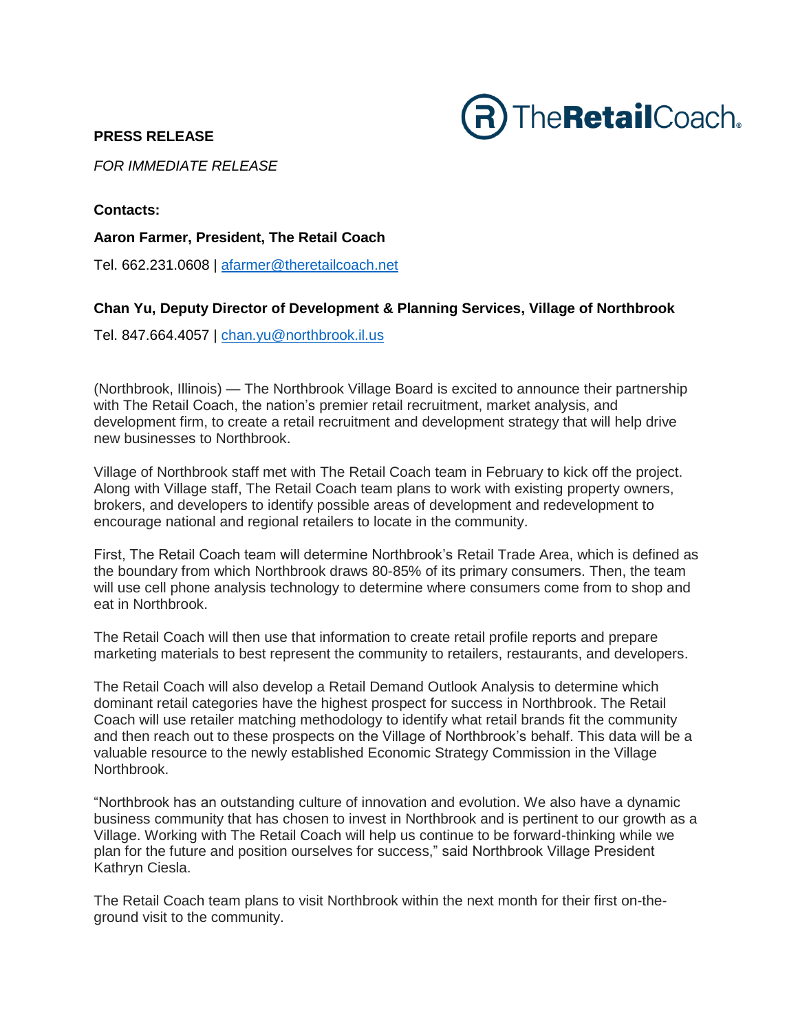**PRESS RELEASE**

*FOR IMMEDIATE RELEASE*

**Contacts:**

**Aaron Farmer, President, The Retail Coach**

Tel. 662.231.0608 | afarmer@theretailcoach.net

**Chan Yu, Deputy Director of Development & Planning Services, Village of Northbrook**

Tel. 847.664.4057 | chan.yu@northbrook.il.us

(Northbrook, Illinois) — The Northbrook Village Board is excited to announce their partnership with The Retail Coach, the nation's premier retail recruitment, market analysis, and development firm, to create a retail recruitment and development strategy that will help drive new businesses to Northbrook.

Village of Northbrook staff met with The Retail Coach team in February to kick off the project. Along with Village staff, The Retail Coach team plans to work with existing property owners, brokers, and developers to identify possible areas of development and redevelopment to encourage national and regional retailers to locate in the community.

First, The Retail Coach team will determine Northbrook's Retail Trade Area, which is defined as the boundary from which Northbrook draws 80-85% of its primary consumers. Then, the team will use cell phone analysis technology to determine where consumers come from to shop and eat in Northbrook.

The Retail Coach will then use that information to create retail profile reports and prepare marketing materials to best represent the community to retailers, restaurants, and developers.

The Retail Coach will also develop a Retail Demand Outlook Analysis to determine which dominant retail categories have the highest prospect for success in Northbrook. The Retail Coach will use retailer matching methodology to identify what retail brands fit the community and then reach out to these prospects on the Village of Northbrook's behalf. This data will be a valuable resource to the newly established Economic Strategy Commission in the Village Northbrook.

"Northbrook has an outstanding culture of innovation and evolution. We also have a dynamic business community that has chosen to invest in Northbrook and is pertinent to our growth as a Village. Working with The Retail Coach will help us continue to be forward-thinking while we plan for the future and position ourselves for success," said Northbrook Village President Kathryn Ciesla.

The Retail Coach team plans to visit Northbrook within the next month for their first on-the-ground visit to the community.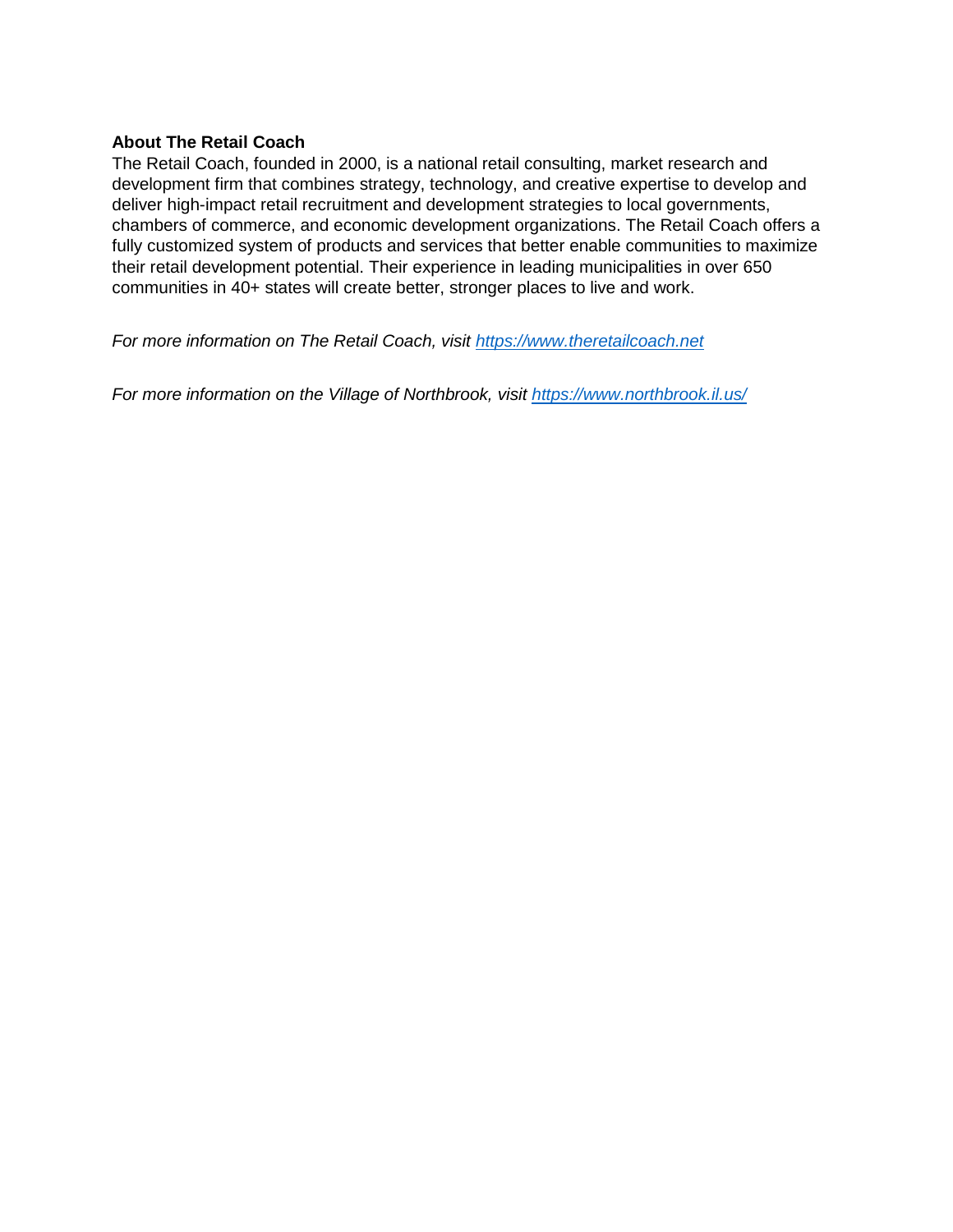**About The Retail Coach**

The Retail Coach, founded in 2000, is a national retail consulting, market research and development firm that combines strategy, technology, and creative expertise to develop and deliver high-impact retail recruitment and development strategies to local governments, chambers of commerce, and economic development organizations. The Retail Coach offers a fully customized system of products and services that better enable communities to maximize their retail development potential. Their experience in leading municipalities in over 650 communities in 40+ states will create better, stronger places to live and work.

*For more information on The Retail Coach, visit [https://www.theretailcoach.net](https://www.theretailcoach.net)*

*For more information on the Village of Northbrook, visit [https://www.northbrook.il.us/](https://www.northbrook.il.us/)*